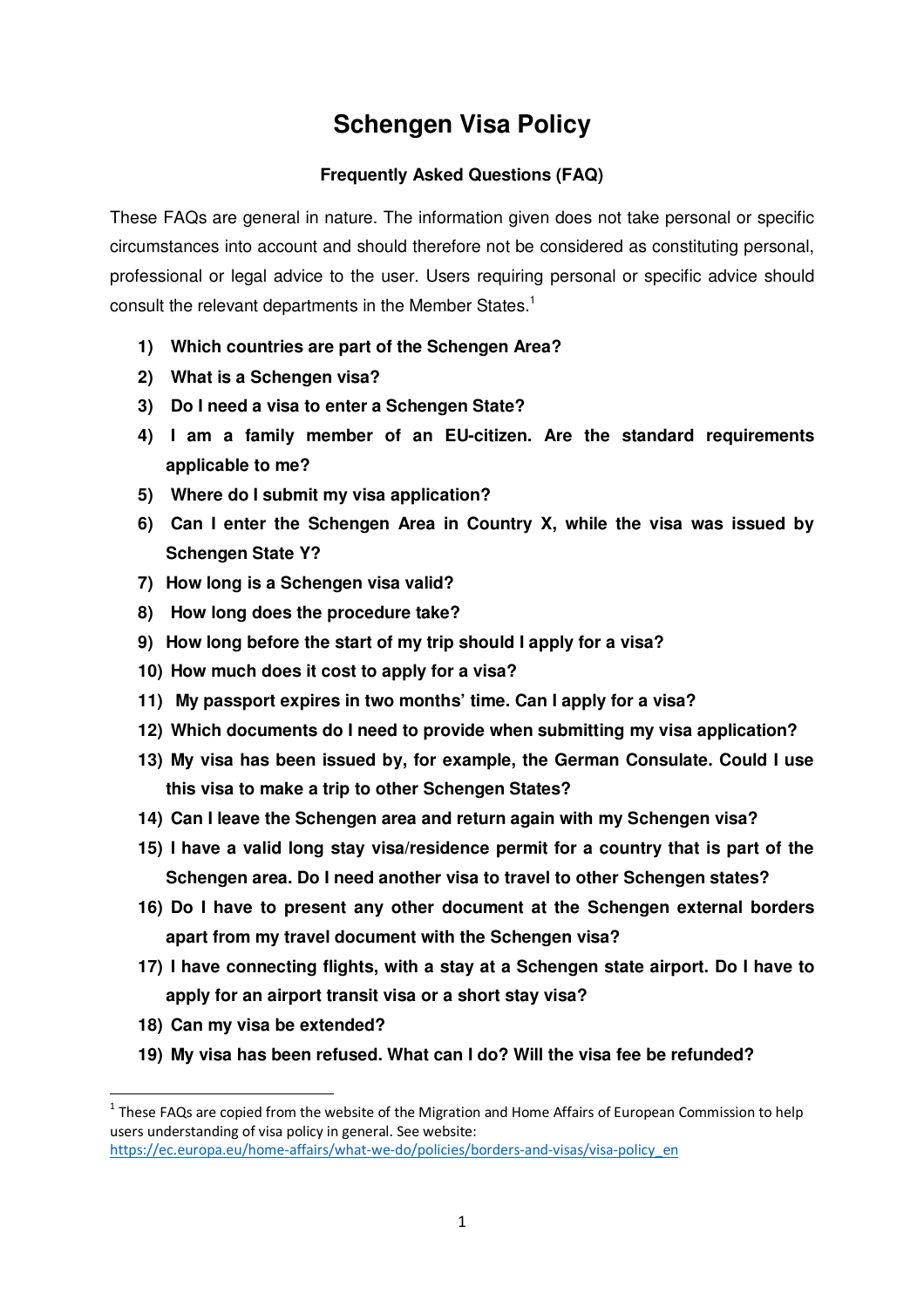# Schengen Visa Policy

### Frequently Asked Questions (FAQ)

These FAQs are general in nature. The information given does not take personal or specific circumstances into account and should therefore not be considered as constituting personal, professional or legal advice to the user. Users requiring personal or specific advice should consult the relevant departments in the Member States.[1]

1) **Which countries are part of the Schengen Area?**
2) **What is a Schengen visa?**
3) **Do I need a visa to enter a Schengen State?**
4) **I am a family member of an EU-citizen. Are the standard requirements applicable to me?**
5) **Where do I submit my visa application?**
6) **Can I enter the Schengen Area in Country X, while the visa was issued by Schengen State Y?**
7) **How long is a Schengen visa valid?**
8) **How long does the procedure take?**
9) **How long before the start of my trip should I apply for a visa?**
10) **How much does it cost to apply for a visa?**
11) **My passport expires in two months' time. Can I apply for a visa?**
12) **Which documents do I need to provide when submitting my visa application?**
13) **My visa has been issued by, for example, the German Consulate. Could I use this visa to make a trip to other Schengen States?**
14) **Can I leave the Schengen area and return again with my Schengen visa?**
15) **I have a valid long stay visa/residence permit for a country that is part of the Schengen area. Do I need another visa to travel to other Schengen states?**
16) **Do I have to present any other document at the Schengen external borders apart from my travel document with the Schengen visa?**
17) **I have connecting flights, with a stay at a Schengen state airport. Do I have to apply for an airport transit visa or a short stay visa?**
18) **Can my visa be extended?**
19) **My visa has been refused. What can I do? Will the visa fee be refunded?**

---

[1] These FAQs are copied from the website of the Migration and Home Affairs of European Commission to help users understanding of visa policy in general. See website: https://ec.europa.eu/home-affairs/what-we-do/policies/borders-and-visas/visa-policy_en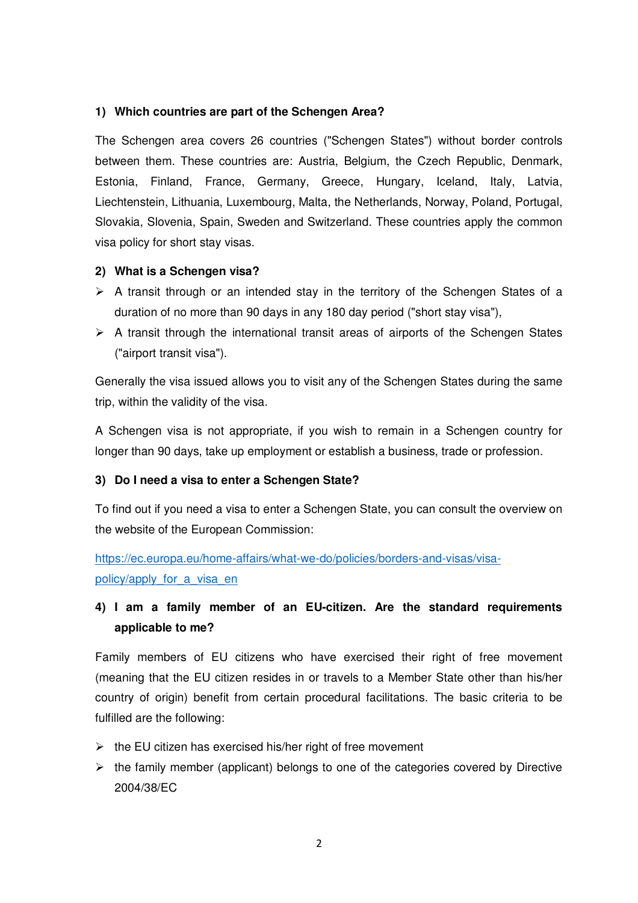### 1) Which countries are part of the Schengen Area?

The Schengen area covers 26 countries ("Schengen States") without border controls between them. These countries are: Austria, Belgium, the Czech Republic, Denmark, Estonia, Finland, France, Germany, Greece, Hungary, Iceland, Italy, Latvia, Liechtenstein, Lithuania, Luxembourg, Malta, the Netherlands, Norway, Poland, Portugal, Slovakia, Slovenia, Spain, Sweden and Switzerland. These countries apply the common visa policy for short stay visas.

### 2) What is a Schengen visa?

- A transit through or an intended stay in the territory of the Schengen States of a duration of no more than 90 days in any 180 day period ("short stay visa"),
- A transit through the international transit areas of airports of the Schengen States ("airport transit visa").

Generally the visa issued allows you to visit any of the Schengen States during the same trip, within the validity of the visa.

A Schengen visa is not appropriate, if you wish to remain in a Schengen country for longer than 90 days, take up employment or establish a business, trade or profession.

### 3) Do I need a visa to enter a Schengen State?

To find out if you need a visa to enter a Schengen State, you can consult the overview on the website of the European Commission:

[https://ec.europa.eu/home-affairs/what-we-do/policies/borders-and-visas/visa-policy/apply_for_a_visa_en](https://ec.europa.eu/home-affairs/what-we-do/policies/borders-and-visas/visa-policy/apply_for_a_visa_en)

### 4) I am a family member of an EU-citizen. Are the standard requirements applicable to me?

Family members of EU citizens who have exercised their right of free movement (meaning that the EU citizen resides in or travels to a Member State other than his/her country of origin) benefit from certain procedural facilitations. The basic criteria to be fulfilled are the following:

- the EU citizen has exercised his/her right of free movement
- the family member (applicant) belongs to one of the categories covered by Directive 2004/38/EC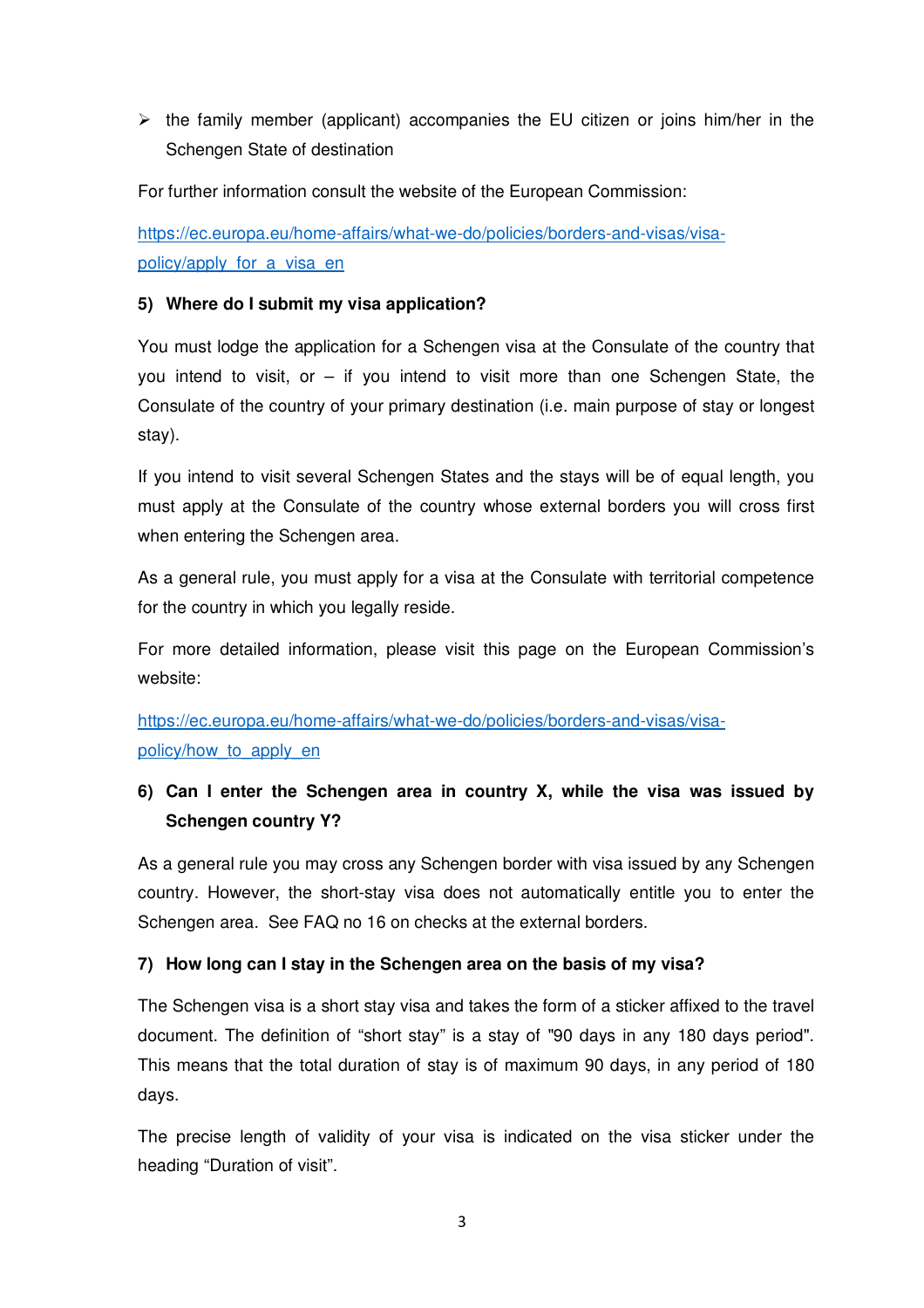- the family member (applicant) accompanies the EU citizen or joins him/her in the Schengen State of destination

For further information consult the website of the European Commission:

https://ec.europa.eu/home-affairs/what-we-do/policies/borders-and-visas/visa-policy/apply_for_a_visa_en

#### 5) Where do I submit my visa application?

You must lodge the application for a Schengen visa at the Consulate of the country that you intend to visit, or – if you intend to visit more than one Schengen State, the Consulate of the country of your primary destination (i.e. main purpose of stay or longest stay).

If you intend to visit several Schengen States and the stays will be of equal length, you must apply at the Consulate of the country whose external borders you will cross first when entering the Schengen area.

As a general rule, you must apply for a visa at the Consulate with territorial competence for the country in which you legally reside.

For more detailed information, please visit this page on the European Commission's website:

https://ec.europa.eu/home-affairs/what-we-do/policies/borders-and-visas/visa-policy/how_to_apply_en

#### 6) Can I enter the Schengen area in country X, while the visa was issued by Schengen country Y?

As a general rule you may cross any Schengen border with visa issued by any Schengen country. However, the short-stay visa does not automatically entitle you to enter the Schengen area. See FAQ no 16 on checks at the external borders.

#### 7) How long can I stay in the Schengen area on the basis of my visa?

The Schengen visa is a short stay visa and takes the form of a sticker affixed to the travel document. The definition of "short stay" is a stay of "90 days in any 180 days period". This means that the total duration of stay is of maximum 90 days, in any period of 180 days.

The precise length of validity of your visa is indicated on the visa sticker under the heading "Duration of visit".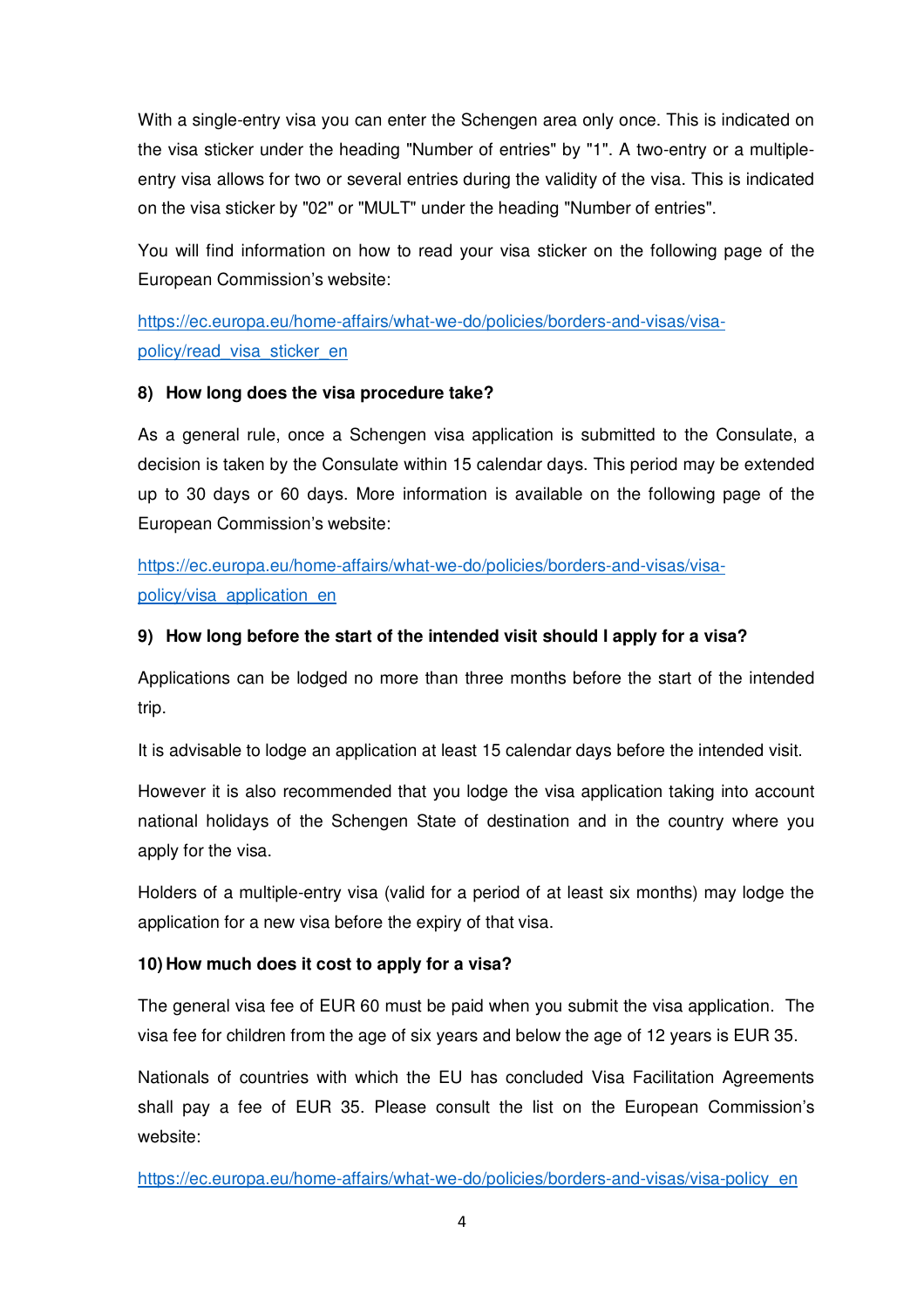With a single-entry visa you can enter the Schengen area only once. This is indicated on the visa sticker under the heading "Number of entries" by "1". A two-entry or a multiple-entry visa allows for two or several entries during the validity of the visa. This is indicated on the visa sticker by "02" or "MULT" under the heading "Number of entries".

You will find information on how to read your visa sticker on the following page of the European Commission's website:

https://ec.europa.eu/home-affairs/what-we-do/policies/borders-and-visas/visa-policy/read_visa_sticker_en

### 8) How long does the visa procedure take?

As a general rule, once a Schengen visa application is submitted to the Consulate, a decision is taken by the Consulate within 15 calendar days. This period may be extended up to 30 days or 60 days. More information is available on the following page of the European Commission's website:

https://ec.europa.eu/home-affairs/what-we-do/policies/borders-and-visas/visa-policy/visa_application_en

### 9) How long before the start of the intended visit should I apply for a visa?

Applications can be lodged no more than three months before the start of the intended trip.

It is advisable to lodge an application at least 15 calendar days before the intended visit.

However it is also recommended that you lodge the visa application taking into account national holidays of the Schengen State of destination and in the country where you apply for the visa.

Holders of a multiple-entry visa (valid for a period of at least six months) may lodge the application for a new visa before the expiry of that visa.

### 10) How much does it cost to apply for a visa?

The general visa fee of EUR 60 must be paid when you submit the visa application. The visa fee for children from the age of six years and below the age of 12 years is EUR 35.

Nationals of countries with which the EU has concluded Visa Facilitation Agreements shall pay a fee of EUR 35. Please consult the list on the European Commission's website:

https://ec.europa.eu/home-affairs/what-we-do/policies/borders-and-visas/visa-policy_en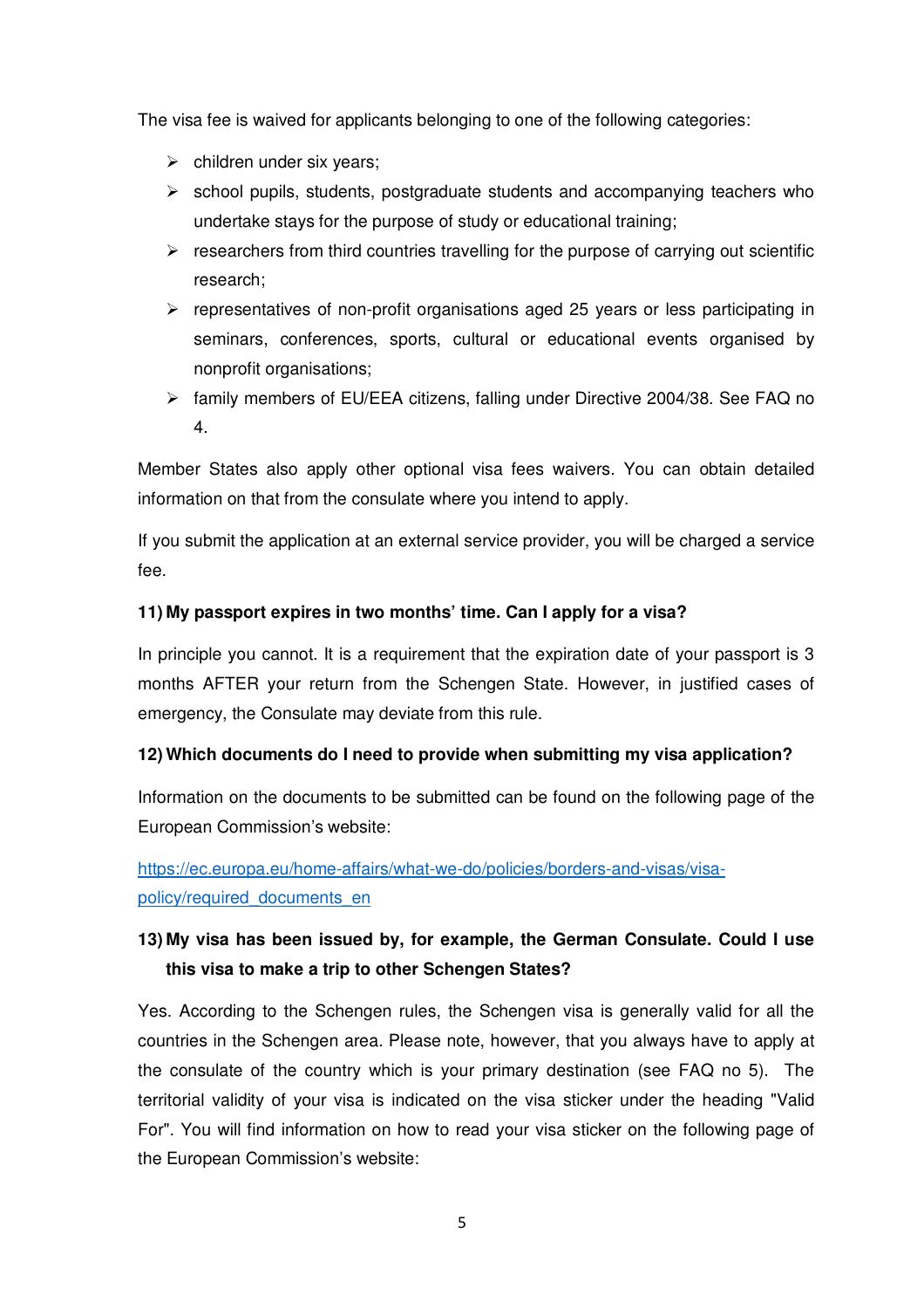The visa fee is waived for applicants belonging to one of the following categories:

- children under six years;
- school pupils, students, postgraduate students and accompanying teachers who undertake stays for the purpose of study or educational training;
- researchers from third countries travelling for the purpose of carrying out scientific research;
- representatives of non-profit organisations aged 25 years or less participating in seminars, conferences, sports, cultural or educational events organised by nonprofit organisations;
- family members of EU/EEA citizens, falling under Directive 2004/38. See FAQ no 4.

Member States also apply other optional visa fees waivers. You can obtain detailed information on that from the consulate where you intend to apply.

If you submit the application at an external service provider, you will be charged a service fee.

**11) My passport expires in two months' time. Can I apply for a visa?**

In principle you cannot. It is a requirement that the expiration date of your passport is 3 months AFTER your return from the Schengen State. However, in justified cases of emergency, the Consulate may deviate from this rule.

**12) Which documents do I need to provide when submitting my visa application?**

Information on the documents to be submitted can be found on the following page of the European Commission's website:

[https://ec.europa.eu/home-affairs/what-we-do/policies/borders-and-visas/visa-policy/required_documents_en](https://ec.europa.eu/home-affairs/what-we-do/policies/borders-and-visas/visa-policy/required_documents_en)

**13) My visa has been issued by, for example, the German Consulate. Could I use this visa to make a trip to other Schengen States?**

Yes. According to the Schengen rules, the Schengen visa is generally valid for all the countries in the Schengen area. Please note, however, that you always have to apply at the consulate of the country which is your primary destination (see FAQ no 5). The territorial validity of your visa is indicated on the visa sticker under the heading "Valid For". You will find information on how to read your visa sticker on the following page of the European Commission's website: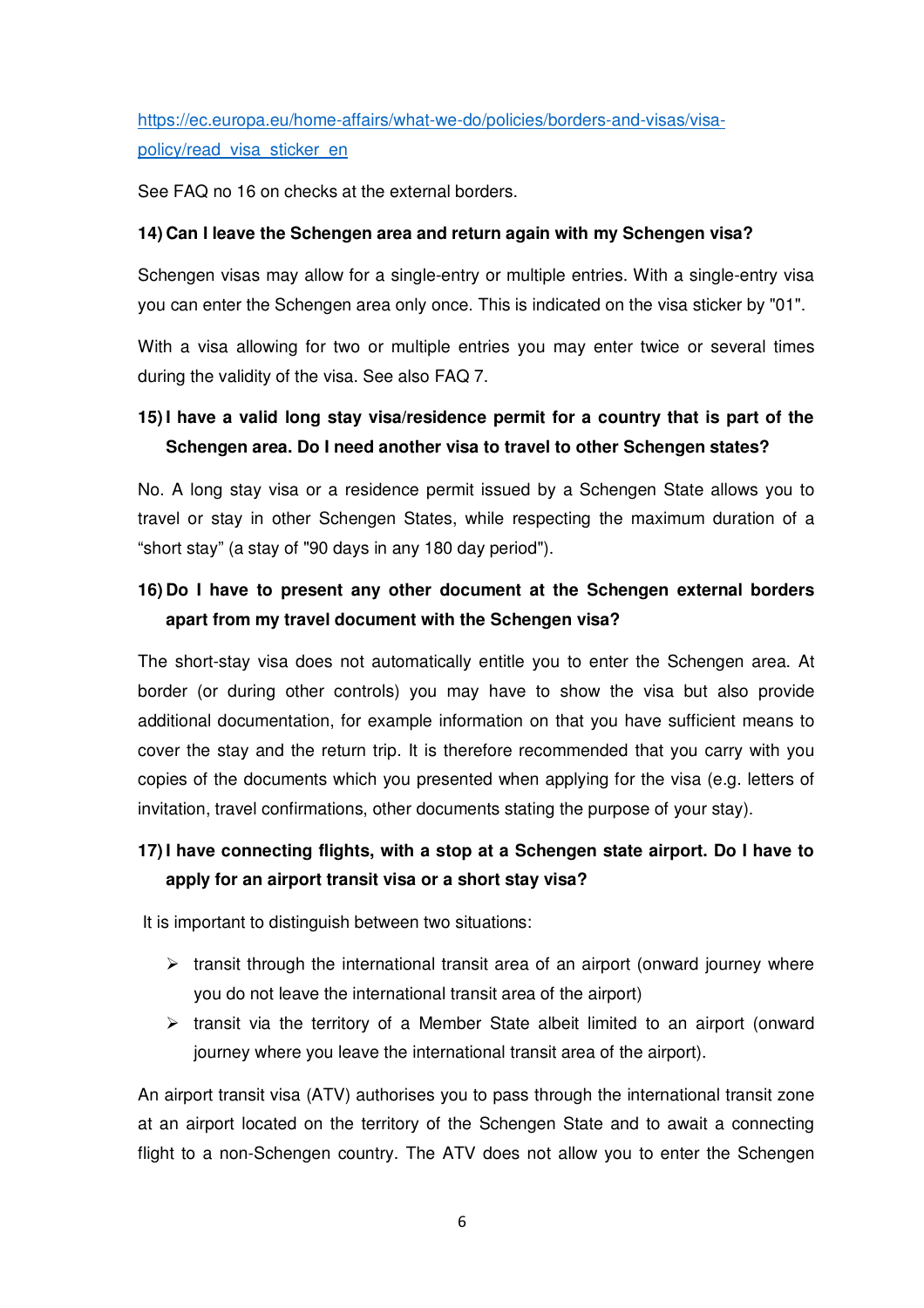https://ec.europa.eu/home-affairs/what-we-do/policies/borders-and-visas/visa-policy/read_visa_sticker_en

See FAQ no 16 on checks at the external borders.

### 14) Can I leave the Schengen area and return again with my Schengen visa?

Schengen visas may allow for a single-entry or multiple entries. With a single-entry visa you can enter the Schengen area only once. This is indicated on the visa sticker by "01".

With a visa allowing for two or multiple entries you may enter twice or several times during the validity of the visa. See also FAQ 7.

### 15) I have a valid long stay visa/residence permit for a country that is part of the Schengen area. Do I need another visa to travel to other Schengen states?

No. A long stay visa or a residence permit issued by a Schengen State allows you to travel or stay in other Schengen States, while respecting the maximum duration of a "short stay" (a stay of "90 days in any 180 day period").

### 16) Do I have to present any other document at the Schengen external borders apart from my travel document with the Schengen visa?

The short-stay visa does not automatically entitle you to enter the Schengen area. At border (or during other controls) you may have to show the visa but also provide additional documentation, for example information on that you have sufficient means to cover the stay and the return trip. It is therefore recommended that you carry with you copies of the documents which you presented when applying for the visa (e.g. letters of invitation, travel confirmations, other documents stating the purpose of your stay).

### 17) I have connecting flights, with a stop at a Schengen state airport. Do I have to apply for an airport transit visa or a short stay visa?

It is important to distinguish between two situations:

- transit through the international transit area of an airport (onward journey where you do not leave the international transit area of the airport)
- transit via the territory of a Member State albeit limited to an airport (onward journey where you leave the international transit area of the airport).

An airport transit visa (ATV) authorises you to pass through the international transit zone at an airport located on the territory of the Schengen State and to await a connecting flight to a non-Schengen country. The ATV does not allow you to enter the Schengen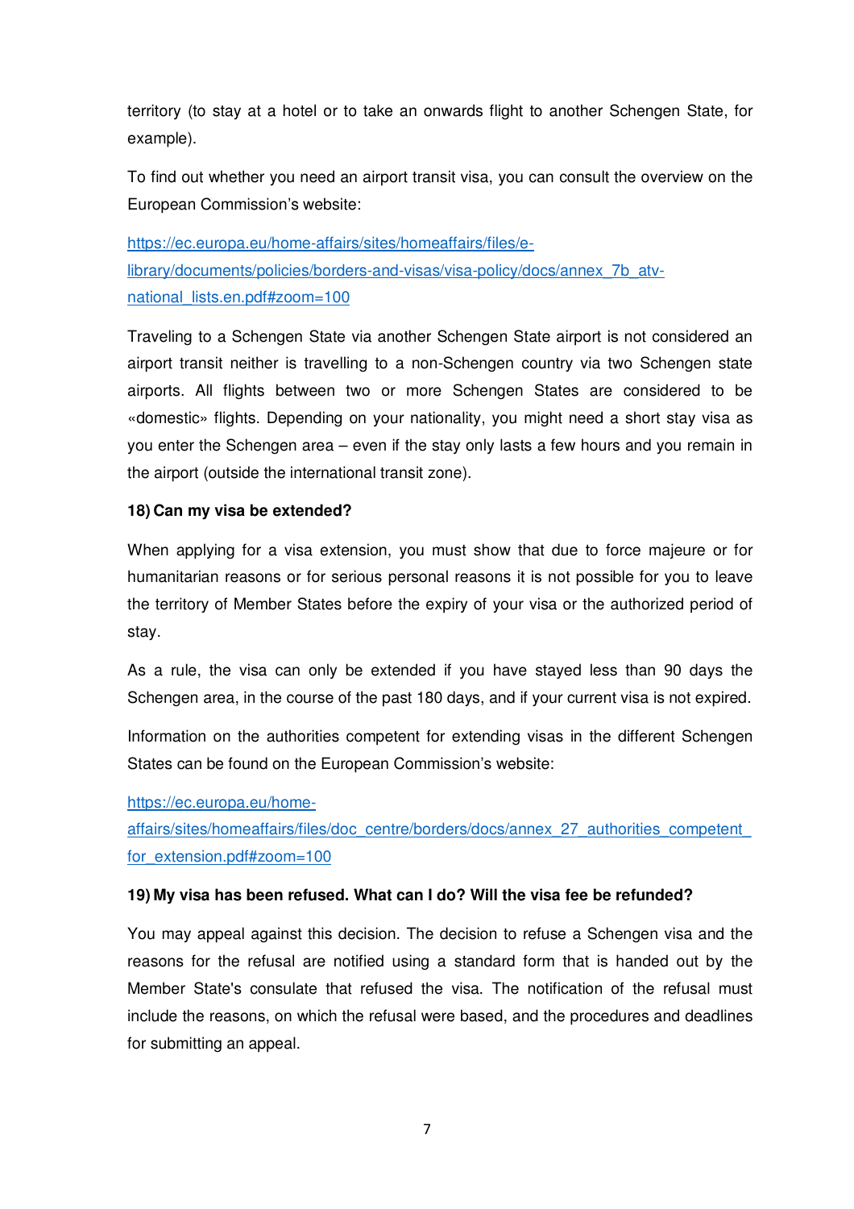territory (to stay at a hotel or to take an onwards flight to another Schengen State, for example).

To find out whether you need an airport transit visa, you can consult the overview on the European Commission's website:

[https://ec.europa.eu/home-affairs/sites/homeaffairs/files/e-library/documents/policies/borders-and-visas/visa-policy/docs/annex_7b_atv-national_lists.en.pdf#zoom=100](https://ec.europa.eu/home-affairs/sites/homeaffairs/files/e-library/documents/policies/borders-and-visas/visa-policy/docs/annex_7b_atv-national_lists.en.pdf#zoom=100)

Traveling to a Schengen State via another Schengen State airport is not considered an airport transit neither is travelling to a non-Schengen country via two Schengen state airports. All flights between two or more Schengen States are considered to be «domestic» flights. Depending on your nationality, you might need a short stay visa as you enter the Schengen area – even if the stay only lasts a few hours and you remain in the airport (outside the international transit zone).

**18) Can my visa be extended?**

When applying for a visa extension, you must show that due to force majeure or for humanitarian reasons or for serious personal reasons it is not possible for you to leave the territory of Member States before the expiry of your visa or the authorized period of stay.

As a rule, the visa can only be extended if you have stayed less than 90 days the Schengen area, in the course of the past 180 days, and if your current visa is not expired.

Information on the authorities competent for extending visas in the different Schengen States can be found on the European Commission's website:

[https://ec.europa.eu/home-affairs/sites/homeaffairs/files/doc_centre/borders/docs/annex_27_authorities_competent_for_extension.pdf#zoom=100](https://ec.europa.eu/home-affairs/sites/homeaffairs/files/doc_centre/borders/docs/annex_27_authorities_competent_for_extension.pdf#zoom=100)

**19) My visa has been refused. What can I do? Will the visa fee be refunded?**

You may appeal against this decision. The decision to refuse a Schengen visa and the reasons for the refusal are notified using a standard form that is handed out by the Member State's consulate that refused the visa. The notification of the refusal must include the reasons, on which the refusal were based, and the procedures and deadlines for submitting an appeal.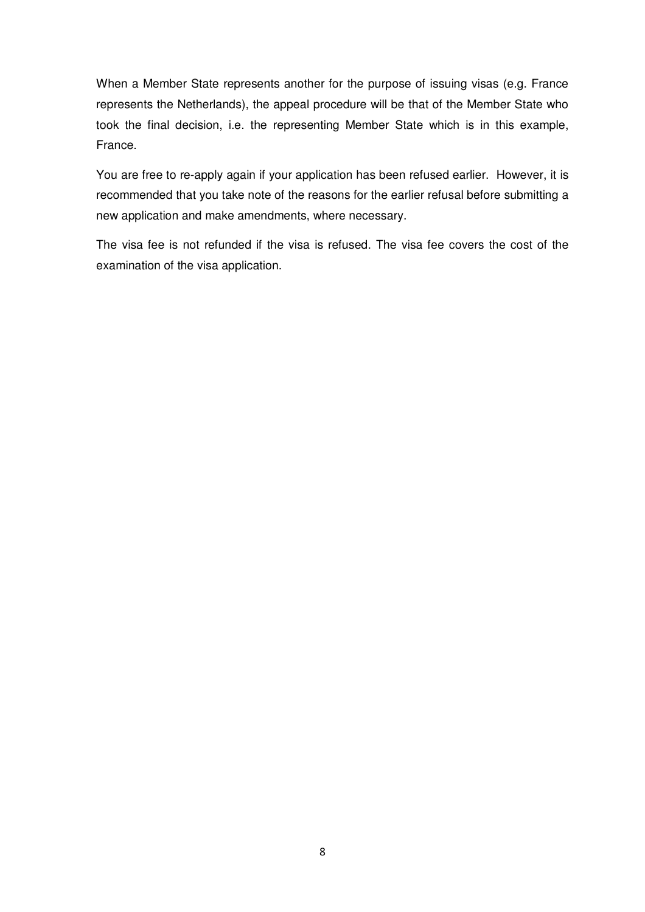When a Member State represents another for the purpose of issuing visas (e.g. France represents the Netherlands), the appeal procedure will be that of the Member State who took the final decision, i.e. the representing Member State which is in this example, France.

You are free to re-apply again if your application has been refused earlier. However, it is recommended that you take note of the reasons for the earlier refusal before submitting a new application and make amendments, where necessary.

The visa fee is not refunded if the visa is refused. The visa fee covers the cost of the examination of the visa application.